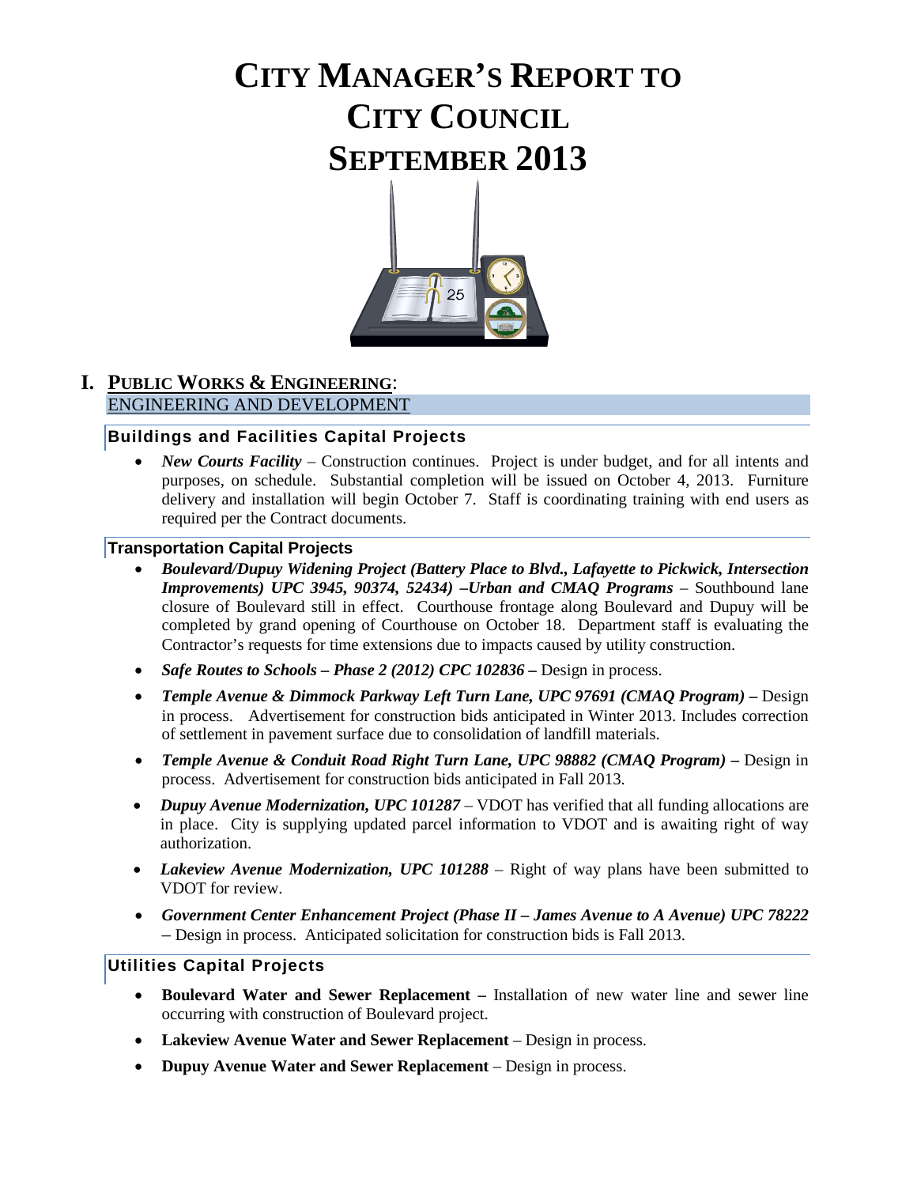# CITY MANAGER'S REPORT TO CITY COUNCIL SEPTEMBER 2013

## I. PUBLIC WORKS & ENGINEERING:

ENGINEERING AND DEVELOPMENT

### Buildings and Facilities Capital Projects

- *New Courts Facility* – Construction continues. Project is under budget, and for all intents and purposes, on schedule. Substantial completion will be issued on October 4, 2013. Furniture delivery and installation will begin October 7. Staff is coordinating training with end users as required per the Contract documents.

### Transportation Capital Projects

- ***Boulevard/Dupuy Widening Project (Battery Place to Blvd., Lafayette to Pickwick, Intersection Improvements) UPC 3945, 90374, 52434) –Urban and CMAQ Programs*** – Southbound lane closure of Boulevard still in effect. Courthouse frontage along Boulevard and Dupuy will be completed by grand opening of Courthouse on October 18. Department staff is evaluating the Contractor's requests for time extensions due to impacts caused by utility construction.
- ***Safe Routes to Schools – Phase 2 (2012) CPC 102836 –*** Design in process.
- ***Temple Avenue & Dimmock Parkway Left Turn Lane, UPC 97691 (CMAQ Program) –*** Design in process. Advertisement for construction bids anticipated in Winter 2013. Includes correction of settlement in pavement surface due to consolidation of landfill materials.
- ***Temple Avenue & Conduit Road Right Turn Lane, UPC 98882 (CMAQ Program) –*** Design in process. Advertisement for construction bids anticipated in Fall 2013.
- ***Dupuy Avenue Modernization, UPC 101287*** – VDOT has verified that all funding allocations are in place. City is supplying updated parcel information to VDOT and is awaiting right of way authorization.
- ***Lakeview Avenue Modernization, UPC 101288*** – Right of way plans have been submitted to VDOT for review.
- ***Government Center Enhancement Project (Phase II – James Avenue to A Avenue) UPC 78222*** – Design in process. Anticipated solicitation for construction bids is Fall 2013.

### Utilities Capital Projects

- **Boulevard Water and Sewer Replacement –** Installation of new water line and sewer line occurring with construction of Boulevard project.
- **Lakeview Avenue Water and Sewer Replacement** – Design in process.
- **Dupuy Avenue Water and Sewer Replacement** – Design in process.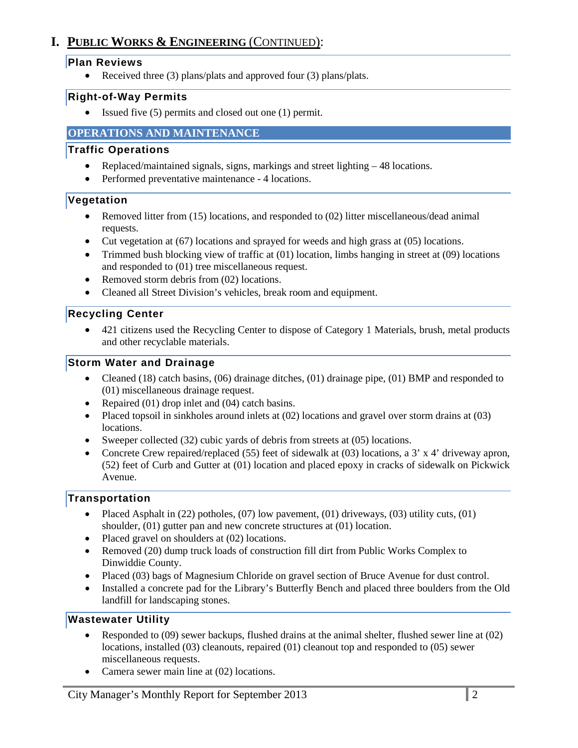# I. PUBLIC WORKS & ENGINEERING (CONTINUED):

### Plan Reviews

- Received three (3) plans/plats and approved four (3) plans/plats.

### Right-of-Way Permits

- Issued five (5) permits and closed out one (1) permit.

## OPERATIONS AND MAINTENANCE

### Traffic Operations

- Replaced/maintained signals, signs, markings and street lighting – 48 locations.
- Performed preventative maintenance - 4 locations.

### Vegetation

- Removed litter from (15) locations, and responded to (02) litter miscellaneous/dead animal requests.
- Cut vegetation at (67) locations and sprayed for weeds and high grass at (05) locations.
- Trimmed bush blocking view of traffic at (01) location, limbs hanging in street at (09) locations and responded to (01) tree miscellaneous request.
- Removed storm debris from (02) locations.
- Cleaned all Street Division's vehicles, break room and equipment.

### Recycling Center

- 421 citizens used the Recycling Center to dispose of Category 1 Materials, brush, metal products and other recyclable materials.

### Storm Water and Drainage

- Cleaned (18) catch basins, (06) drainage ditches, (01) drainage pipe, (01) BMP and responded to (01) miscellaneous drainage request.
- Repaired (01) drop inlet and (04) catch basins.
- Placed topsoil in sinkholes around inlets at (02) locations and gravel over storm drains at (03) locations.
- Sweeper collected (32) cubic yards of debris from streets at (05) locations.
- Concrete Crew repaired/replaced (55) feet of sidewalk at (03) locations, a 3' x 4' driveway apron, (52) feet of Curb and Gutter at (01) location and placed epoxy in cracks of sidewalk on Pickwick Avenue.

### Transportation

- Placed Asphalt in (22) potholes, (07) low pavement, (01) driveways, (03) utility cuts, (01) shoulder, (01) gutter pan and new concrete structures at (01) location.
- Placed gravel on shoulders at (02) locations.
- Removed (20) dump truck loads of construction fill dirt from Public Works Complex to Dinwiddie County.
- Placed (03) bags of Magnesium Chloride on gravel section of Bruce Avenue for dust control.
- Installed a concrete pad for the Library's Butterfly Bench and placed three boulders from the Old landfill for landscaping stones.

### Wastewater Utility

- Responded to (09) sewer backups, flushed drains at the animal shelter, flushed sewer line at (02) locations, installed (03) cleanouts, repaired (01) cleanout top and responded to (05) sewer miscellaneous requests.
- Camera sewer main line at (02) locations.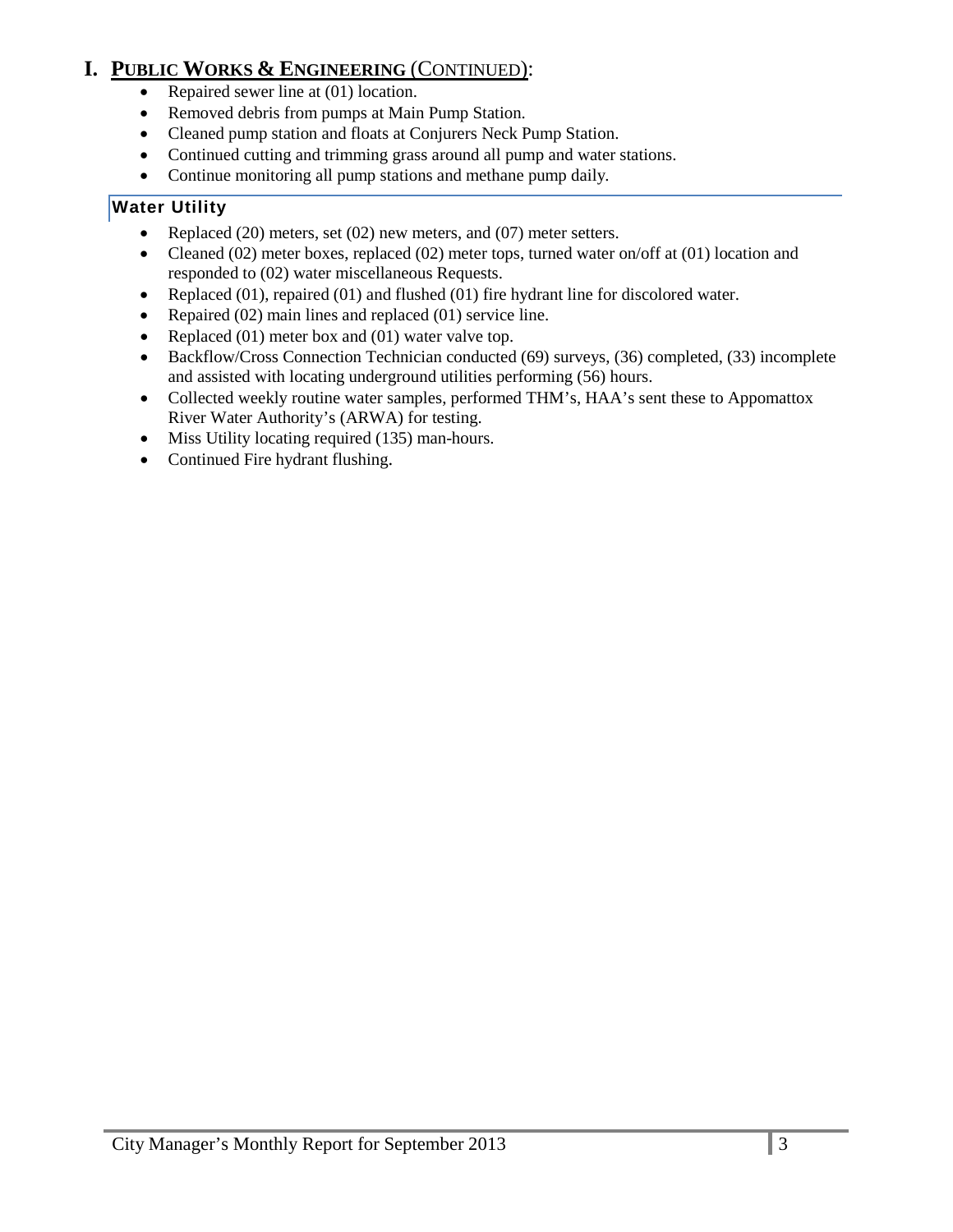# I. PUBLIC WORKS & ENGINEERING (CONTINUED):

- Repaired sewer line at (01) location.
- Removed debris from pumps at Main Pump Station.
- Cleaned pump station and floats at Conjurers Neck Pump Station.
- Continued cutting and trimming grass around all pump and water stations.
- Continue monitoring all pump stations and methane pump daily.

## Water Utility

- Replaced (20) meters, set (02) new meters, and (07) meter setters.
- Cleaned (02) meter boxes, replaced (02) meter tops, turned water on/off at (01) location and responded to (02) water miscellaneous Requests.
- Replaced (01), repaired (01) and flushed (01) fire hydrant line for discolored water.
- Repaired (02) main lines and replaced (01) service line.
- Replaced (01) meter box and (01) water valve top.
- Backflow/Cross Connection Technician conducted (69) surveys, (36) completed, (33) incomplete and assisted with locating underground utilities performing (56) hours.
- Collected weekly routine water samples, performed THM's, HAA's sent these to Appomattox River Water Authority's (ARWA) for testing.
- Miss Utility locating required (135) man-hours.
- Continued Fire hydrant flushing.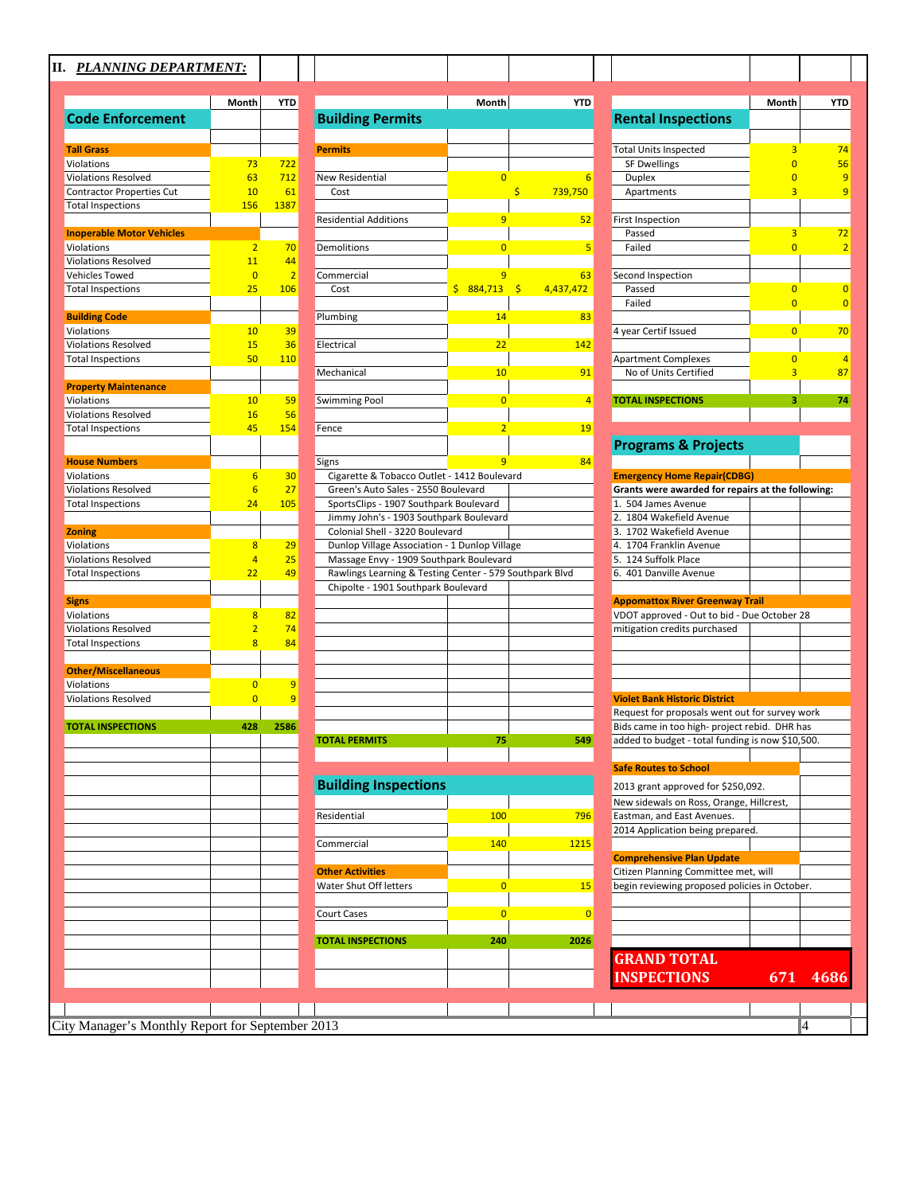## II. *PLANNING DEPARTMENT:*

### Code Enforcement

| | Month | YTD |
|---|---|---|
| **Tall Grass** | | |
| Violations | 73 | 722 |
| Violations Resolved | 63 | 712 |
| Contractor Properties Cut | 10 | 61 |
| Total Inspections | 156 | 1387 |
| **Inoperable Motor Vehicles** | | |
| Violations | 2 | 70 |
| Violations Resolved | 11 | 44 |
| Vehicles Towed | 0 | 2 |
| Total Inspections | 25 | 106 |
| **Building Code** | | |
| Violations | 10 | 39 |
| Violations Resolved | 15 | 36 |
| Total Inspections | 50 | 110 |
| **Property Maintenance** | | |
| Violations | 10 | 59 |
| Violations Resolved | 16 | 56 |
| Total Inspections | 45 | 154 |
| **House Numbers** | | |
| Violations | 6 | 30 |
| Violations Resolved | 6 | 27 |
| Total Inspections | 24 | 105 |
| **Zoning** | | |
| Violations | 8 | 29 |
| Violations Resolved | 4 | 25 |
| Total Inspections | 22 | 49 |
| **Signs** | | |
| Violations | 8 | 82 |
| Violations Resolved | 2 | 74 |
| Total Inspections | 8 | 84 |
| **Other/Miscellaneous** | | |
| Violations | 0 | 9 |
| Violations Resolved | 0 | 9 |
| **TOTAL INSPECTIONS** | **428** | **2586** |

### Building Permits

| | Month | YTD |
|---|---|---|
| **Permits** | | |
| New Residential | 0 | 6 |
| Cost | | $ 739,750 |
| Residential Additions | 9 | 52 |
| Demolitions | 0 | 5 |
| Commercial | 9 | 63 |
| Cost | $ 884,713 | $ 4,437,472 |
| Plumbing | 14 | 83 |
| Electrical | 22 | 142 |
| Mechanical | 10 | 91 |
| Swimming Pool | 0 | 4 |
| Fence | 2 | 19 |
| Signs | 9 | 84 |
| **TOTAL PERMITS** | **75** | **549** |

Signs:
- Cigarette & Tobacco Outlet - 1412 Boulevard
- Green's Auto Sales - 2550 Boulevard
- SportsClips - 1907 Southpark Boulevard
- Jimmy John's - 1903 Southpark Boulevard
- Colonial Shell - 3220 Boulevard
- Dunlop Village Association - 1 Dunlop Village
- Massage Envy - 1909 Southpark Boulevard
- Rawlings Learning & Testing Center - 579 Southpark Blvd
- Chipolte - 1901 Southpark Boulevard

### Building Inspections

| | Month | YTD |
|---|---|---|
| Residential | 100 | 796 |
| Commercial | 140 | 1215 |
| **Other Activities** | | |
| Water Shut Off letters | 0 | 15 |
| Court Cases | 0 | 0 |
| **TOTAL INSPECTIONS** | **240** | **2026** |

### Rental Inspections

| | Month | YTD |
|---|---|---|
| Total Units Inspected | 3 | 74 |
| SF Dwellings | 0 | 56 |
| Duplex | 0 | 9 |
| Apartments | 3 | 9 |
| First Inspection | | |
| Passed | 3 | 72 |
| Failed | 0 | 2 |
| Second Inspection | | |
| Passed | 0 | 0 |
| Failed | 0 | 0 |
| 4 year Certif Issued | 0 | 70 |
| Apartment Complexes | 0 | 4 |
| No of Units Certified | 3 | 87 |
| **TOTAL INSPECTIONS** | **3** | **74** |

### Programs & Projects

**Emergency Home Repair(CDBG)**

**Grants were awarded for repairs at the following:**

1. 504 James Avenue
2. 1804 Wakefield Avenue
3. 1702 Wakefield Avenue
4. 1704 Franklin Avenue
5. 124 Suffolk Place
6. 401 Danville Avenue

**Appomattox River Greenway Trail**

VDOT approved - Out to bid - Due October 28

mitigation credits purchased

**Violet Bank Historic District**

Request for proposals went out for survey work

Bids came in too high- project rebid. DHR has added to budget - total funding is now $10,500.

**Safe Routes to School**

2013 grant approved for $250,092.

New sidewalks on Ross, Orange, Hillcrest, Eastman, and East Avenues.

2014 Application being prepared.

**Comprehensive Plan Update**

Citizen Planning Committee met, will begin reviewing proposed policies in October.

| | Month | YTD |
|---|---|---|
| **GRAND TOTAL INSPECTIONS** | **671** | **4686** |

City Manager's Monthly Report for September 2013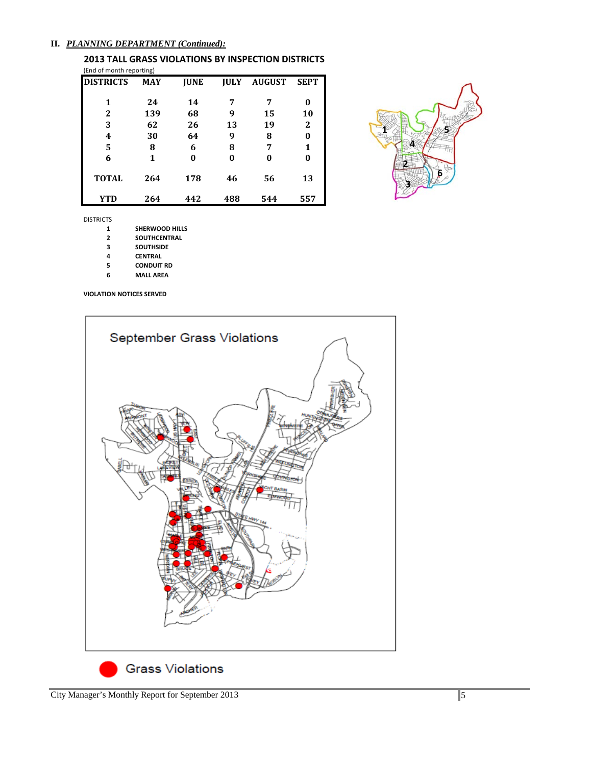## II. *PLANNING DEPARTMENT (Continued):*

### 2013 TALL GRASS VIOLATIONS BY INSPECTION DISTRICTS

(End of month reporting)

| DISTRICTS | MAY | JUNE | JULY | AUGUST | SEPT |
|---|---|---|---|---|---|
| 1 | 24 | 14 | 7 | 7 | 0 |
| 2 | 139 | 68 | 9 | 15 | 10 |
| 3 | 62 | 26 | 13 | 19 | 2 |
| 4 | 30 | 64 | 9 | 8 | 0 |
| 5 | 8 | 6 | 8 | 7 | 1 |
| 6 | 1 | 0 | 0 | 0 | 0 |
| **TOTAL** | 264 | 178 | 46 | 56 | 13 |
| **YTD** | 264 | 442 | 488 | 544 | 557 |

DISTRICTS

| | |
|---|---|
| 1 | **SHERWOOD HILLS** |
| 2 | **SOUTHCENTRAL** |
| 3 | **SOUTHSIDE** |
| 4 | **CENTRAL** |
| 5 | **CONDUIT RD** |
| 6 | **MALL AREA** |

**VIOLATION NOTICES SERVED**

September Grass Violations

Grass Violations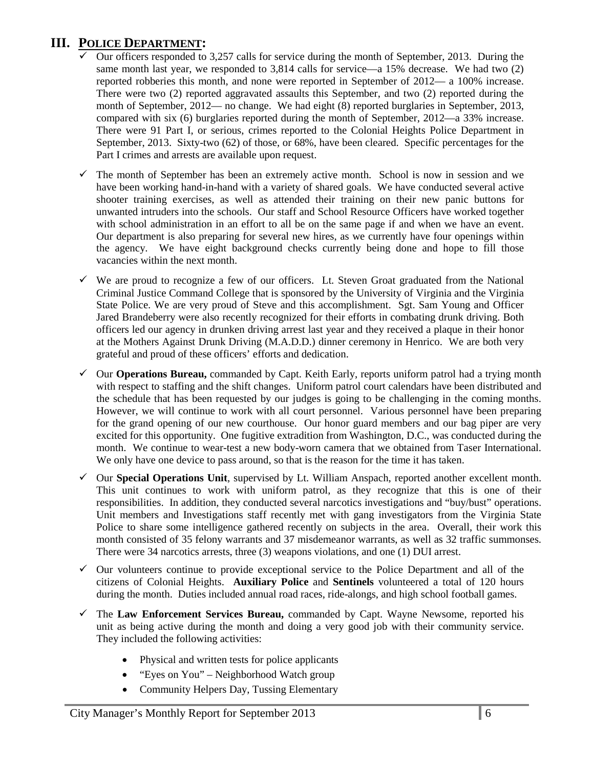## III. POLICE DEPARTMENT:

- ✓ Our officers responded to 3,257 calls for service during the month of September, 2013. During the same month last year, we responded to 3,814 calls for service—a 15% decrease. We had two (2) reported robberies this month, and none were reported in September of 2012— a 100% increase. There were two (2) reported aggravated assaults this September, and two (2) reported during the month of September, 2012— no change. We had eight (8) reported burglaries in September, 2013, compared with six (6) burglaries reported during the month of September, 2012—a 33% increase. There were 91 Part I, or serious, crimes reported to the Colonial Heights Police Department in September, 2013. Sixty-two (62) of those, or 68%, have been cleared. Specific percentages for the Part I crimes and arrests are available upon request.

- ✓ The month of September has been an extremely active month. School is now in session and we have been working hand-in-hand with a variety of shared goals. We have conducted several active shooter training exercises, as well as attended their training on their new panic buttons for unwanted intruders into the schools. Our staff and School Resource Officers have worked together with school administration in an effort to all be on the same page if and when we have an event. Our department is also preparing for several new hires, as we currently have four openings within the agency. We have eight background checks currently being done and hope to fill those vacancies within the next month.

- ✓ We are proud to recognize a few of our officers. Lt. Steven Groat graduated from the National Criminal Justice Command College that is sponsored by the University of Virginia and the Virginia State Police. We are very proud of Steve and this accomplishment. Sgt. Sam Young and Officer Jared Brandeberry were also recently recognized for their efforts in combating drunk driving. Both officers led our agency in drunken driving arrest last year and they received a plaque in their honor at the Mothers Against Drunk Driving (M.A.D.D.) dinner ceremony in Henrico. We are both very grateful and proud of these officers' efforts and dedication.

- ✓ Our **Operations Bureau,** commanded by Capt. Keith Early, reports uniform patrol had a trying month with respect to staffing and the shift changes. Uniform patrol court calendars have been distributed and the schedule that has been requested by our judges is going to be challenging in the coming months. However, we will continue to work with all court personnel. Various personnel have been preparing for the grand opening of our new courthouse. Our honor guard members and our bag piper are very excited for this opportunity. One fugitive extradition from Washington, D.C., was conducted during the month. We continue to wear-test a new body-worn camera that we obtained from Taser International. We only have one device to pass around, so that is the reason for the time it has taken.

- ✓ Our **Special Operations Unit**, supervised by Lt. William Anspach, reported another excellent month. This unit continues to work with uniform patrol, as they recognize that this is one of their responsibilities. In addition, they conducted several narcotics investigations and "buy/bust" operations. Unit members and Investigations staff recently met with gang investigators from the Virginia State Police to share some intelligence gathered recently on subjects in the area. Overall, their work this month consisted of 35 felony warrants and 37 misdemeanor warrants, as well as 32 traffic summonses. There were 34 narcotics arrests, three (3) weapons violations, and one (1) DUI arrest.

- ✓ Our volunteers continue to provide exceptional service to the Police Department and all of the citizens of Colonial Heights. **Auxiliary Police** and **Sentinels** volunteered a total of 120 hours during the month. Duties included annual road races, ride-alongs, and high school football games.

- ✓ The **Law Enforcement Services Bureau,** commanded by Capt. Wayne Newsome, reported his unit as being active during the month and doing a very good job with their community service. They included the following activities:
  - Physical and written tests for police applicants
  - "Eyes on You" – Neighborhood Watch group
  - Community Helpers Day, Tussing Elementary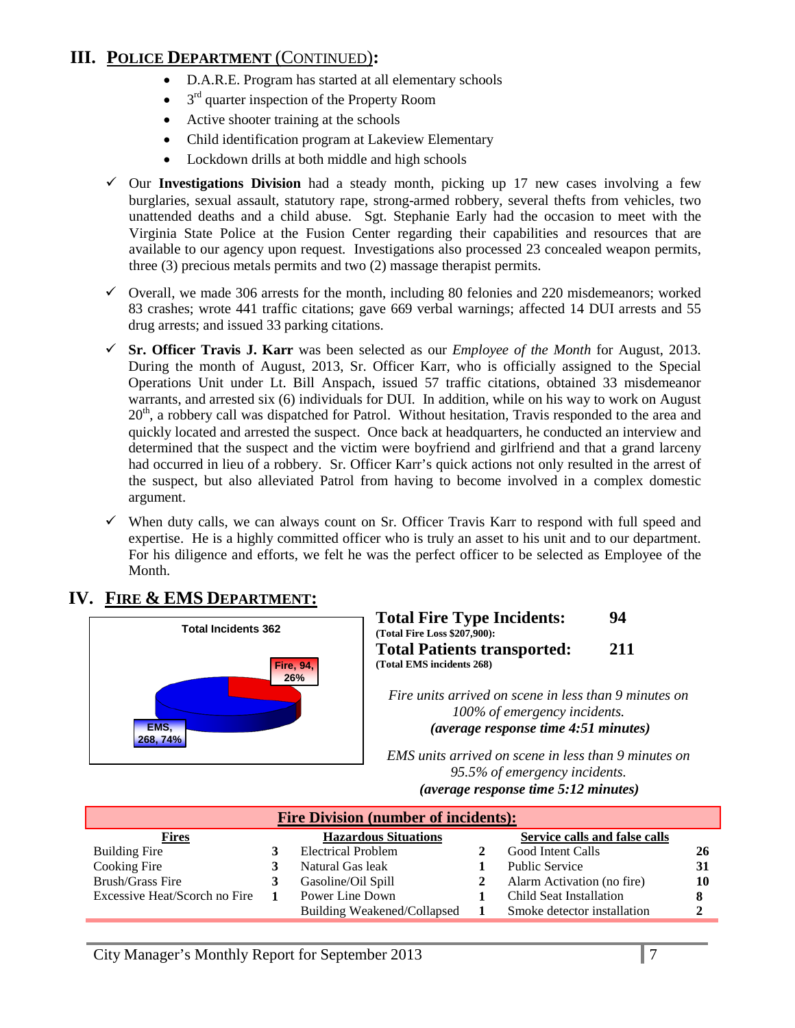## III. POLICE DEPARTMENT (CONTINUED):

- D.A.R.E. Program has started at all elementary schools
- 3rd quarter inspection of the Property Room
- Active shooter training at the schools
- Child identification program at Lakeview Elementary
- Lockdown drills at both middle and high schools

✓ Our **Investigations Division** had a steady month, picking up 17 new cases involving a few burglaries, sexual assault, statutory rape, strong-armed robbery, several thefts from vehicles, two unattended deaths and a child abuse. Sgt. Stephanie Early had the occasion to meet with the Virginia State Police at the Fusion Center regarding their capabilities and resources that are available to our agency upon request. Investigations also processed 23 concealed weapon permits, three (3) precious metals permits and two (2) massage therapist permits.

✓ Overall, we made 306 arrests for the month, including 80 felonies and 220 misdemeanors; worked 83 crashes; wrote 441 traffic citations; gave 669 verbal warnings; affected 14 DUI arrests and 55 drug arrests; and issued 33 parking citations.

✓ **Sr. Officer Travis J. Karr** was been selected as our *Employee of the Month* for August, 2013. During the month of August, 2013, Sr. Officer Karr, who is officially assigned to the Special Operations Unit under Lt. Bill Anspach, issued 57 traffic citations, obtained 33 misdemeanor warrants, and arrested six (6) individuals for DUI. In addition, while on his way to work on August 20th, a robbery call was dispatched for Patrol. Without hesitation, Travis responded to the area and quickly located and arrested the suspect. Once back at headquarters, he conducted an interview and determined that the suspect and the victim were boyfriend and girlfriend and that a grand larceny had occurred in lieu of a robbery. Sr. Officer Karr's quick actions not only resulted in the arrest of the suspect, but also alleviated Patrol from having to become involved in a complex domestic argument.

✓ When duty calls, we can always count on Sr. Officer Travis Karr to respond with full speed and expertise. He is a highly committed officer who is truly an asset to his unit and to our department. For his diligence and efforts, we felt he was the perfect officer to be selected as Employee of the Month.

## IV. FIRE & EMS DEPARTMENT:

**Total Incidents 362**

- Fire, 94, 26%
- EMS, 268, 74%

**Total Fire Type Incidents: 94**
**(Total Fire Loss $207,900):**

**Total Patients transported: 211**
**(Total EMS incidents 268)**

*Fire units arrived on scene in less than 9 minutes on 100% of emergency incidents.*
***(average response time 4:51 minutes)***

*EMS units arrived on scene in less than 9 minutes on 95.5% of emergency incidents.*
***(average response time 5:12 minutes)***

**Fire Division (number of incidents):**

| Fires | | Hazardous Situations | | Service calls and false calls | |
|---|---|---|---|---|---|
| Building Fire | 3 | Electrical Problem | 2 | Good Intent Calls | 26 |
| Cooking Fire | 3 | Natural Gas leak | 1 | Public Service | 31 |
| Brush/Grass Fire | 3 | Gasoline/Oil Spill | 2 | Alarm Activation (no fire) | 10 |
| Excessive Heat/Scorch no Fire | 1 | Power Line Down | 1 | Child Seat Installation | 8 |
| | | Building Weakened/Collapsed | 1 | Smoke detector installation | 2 |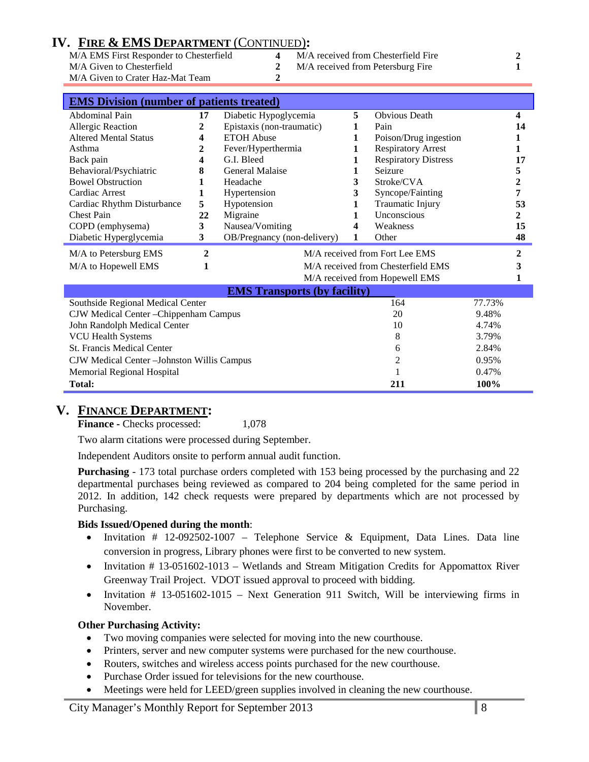## IV. FIRE & EMS DEPARTMENT (CONTINUED):

| | | | |
|---|---|---|---|
| M/A EMS First Responder to Chesterfield | 4 | M/A received from Chesterfield Fire | 2 |
| M/A Given to Chesterfield | 2 | M/A received from Petersburg Fire | 1 |
| M/A Given to Crater Haz-Mat Team | 2 | | |

**EMS Division (number of patients treated)**

| | | | | | |
|---|---|---|---|---|---|
| Abdominal Pain | 17 | Diabetic Hypoglycemia | 5 | Obvious Death | 4 |
| Allergic Reaction | 2 | Epistaxis (non-traumatic) | 1 | Pain | 14 |
| Altered Mental Status | 4 | ETOH Abuse | 1 | Poison/Drug ingestion | 1 |
| Asthma | 2 | Fever/Hyperthermia | 1 | Respiratory Arrest | 1 |
| Back pain | 4 | G.I. Bleed | 1 | Respiratory Distress | 17 |
| Behavioral/Psychiatric | 8 | General Malaise | 1 | Seizure | 5 |
| Bowel Obstruction | 1 | Headache | 3 | Stroke/CVA | 2 |
| Cardiac Arrest | 1 | Hypertension | 3 | Syncope/Fainting | 7 |
| Cardiac Rhythm Disturbance | 5 | Hypotension | 1 | Traumatic Injury | 53 |
| Chest Pain | 22 | Migraine | 1 | Unconscious | 2 |
| COPD (emphysema) | 3 | Nausea/Vomiting | 4 | Weakness | 15 |
| Diabetic Hyperglycemia | 3 | OB/Pregnancy (non-delivery) | 1 | Other | 48 |

| | | | |
|---|---|---|---|
| M/A to Petersburg EMS | 2 | M/A received from Fort Lee EMS | 2 |
| M/A to Hopewell EMS | 1 | M/A received from Chesterfield EMS | 3 |
| | | M/A received from Hopewell EMS | 1 |

**EMS Transports (by facility)**

| Facility | Transports | Percent |
|---|---|---|
| Southside Regional Medical Center | 164 | 77.73% |
| CJW Medical Center –Chippenham Campus | 20 | 9.48% |
| John Randolph Medical Center | 10 | 4.74% |
| VCU Health Systems | 8 | 3.79% |
| St. Francis Medical Center | 6 | 2.84% |
| CJW Medical Center –Johnston Willis Campus | 2 | 0.95% |
| Memorial Regional Hospital | 1 | 0.47% |
| **Total:** | **211** | **100%** |

## V. FINANCE DEPARTMENT:

**Finance -** Checks processed: 1,078

Two alarm citations were processed during September.

Independent Auditors onsite to perform annual audit function.

**Purchasing** - 173 total purchase orders completed with 153 being processed by the purchasing and 22 departmental purchases being reviewed as compared to 204 being completed for the same period in 2012. In addition, 142 check requests were prepared by departments which are not processed by Purchasing.

**Bids Issued/Opened during the month**:

- Invitation # 12-092502-1007 – Telephone Service & Equipment, Data Lines. Data line conversion in progress, Library phones were first to be converted to new system.
- Invitation # 13-051602-1013 – Wetlands and Stream Mitigation Credits for Appomattox River Greenway Trail Project. VDOT issued approval to proceed with bidding.
- Invitation # 13-051602-1015 – Next Generation 911 Switch, Will be interviewing firms in November.

**Other Purchasing Activity:**

- Two moving companies were selected for moving into the new courthouse.
- Printers, server and new computer systems were purchased for the new courthouse.
- Routers, switches and wireless access points purchased for the new courthouse.
- Purchase Order issued for televisions for the new courthouse.
- Meetings were held for LEED/green supplies involved in cleaning the new courthouse.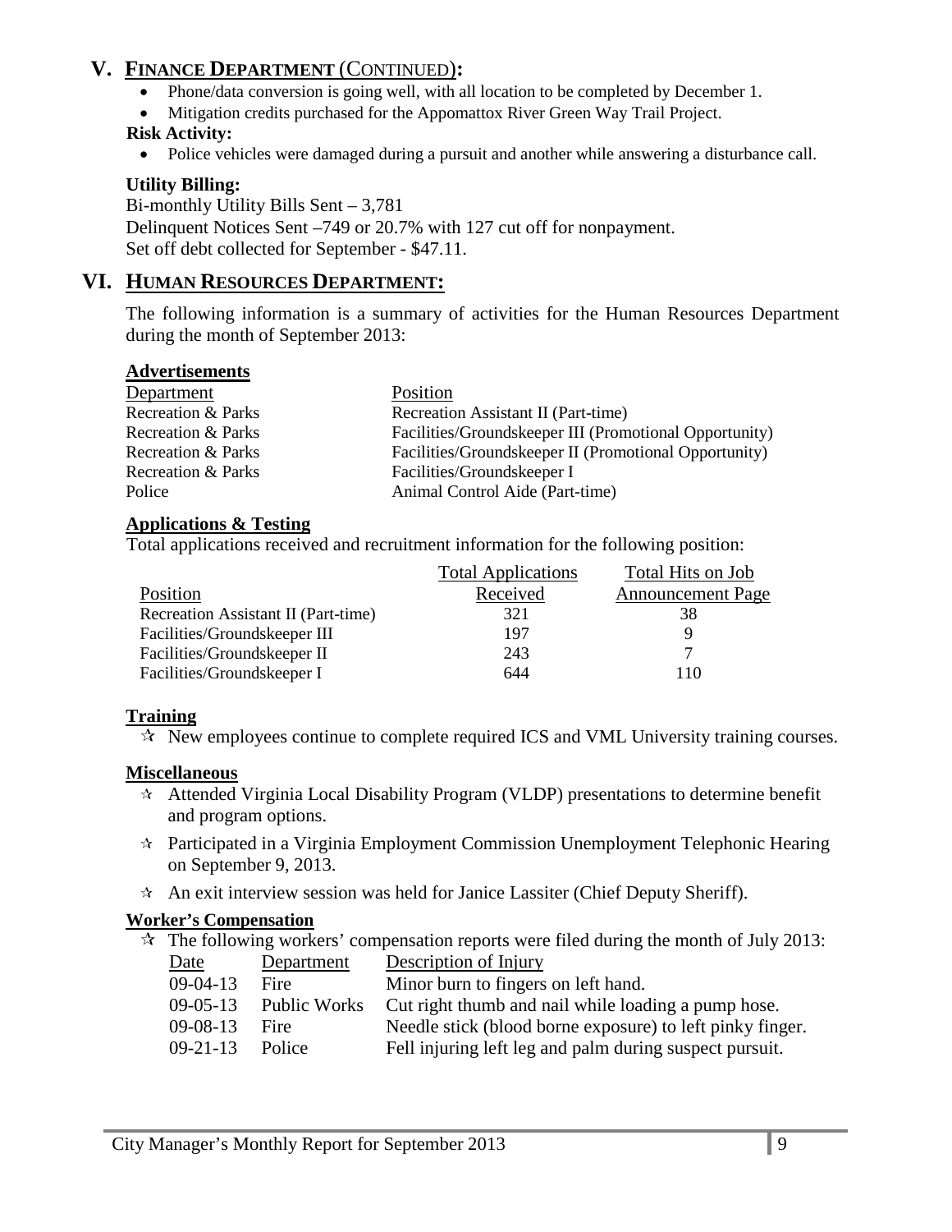## V. FINANCE DEPARTMENT (CONTINUED):

- Phone/data conversion is going well, with all location to be completed by December 1.
- Mitigation credits purchased for the Appomattox River Green Way Trail Project.

**Risk Activity:**

- Police vehicles were damaged during a pursuit and another while answering a disturbance call.

**Utility Billing:**

Bi-monthly Utility Bills Sent – 3,781
Delinquent Notices Sent –749 or 20.7% with 127 cut off for nonpayment.
Set off debt collected for September - $47.11.

## VI. HUMAN RESOURCES DEPARTMENT:

The following information is a summary of activities for the Human Resources Department during the month of September 2013:

### Advertisements

| Department | Position |
|---|---|
| Recreation & Parks | Recreation Assistant II (Part-time) |
| Recreation & Parks | Facilities/Groundskeeper III (Promotional Opportunity) |
| Recreation & Parks | Facilities/Groundskeeper II (Promotional Opportunity) |
| Recreation & Parks | Facilities/Groundskeeper I |
| Police | Animal Control Aide (Part-time) |

### Applications & Testing

Total applications received and recruitment information for the following position:

| Position | Total Applications Received | Total Hits on Job Announcement Page |
|---|---|---|
| Recreation Assistant II (Part-time) | 321 | 38 |
| Facilities/Groundskeeper III | 197 | 9 |
| Facilities/Groundskeeper II | 243 | 7 |
| Facilities/Groundskeeper I | 644 | 110 |

### Training

- ✰ New employees continue to complete required ICS and VML University training courses.

### Miscellaneous

- ✰ Attended Virginia Local Disability Program (VLDP) presentations to determine benefit and program options.
- ✰ Participated in a Virginia Employment Commission Unemployment Telephonic Hearing on September 9, 2013.
- ✰ An exit interview session was held for Janice Lassiter (Chief Deputy Sheriff).

### Worker's Compensation

- ✰ The following workers' compensation reports were filed during the month of July 2013:

| Date | Department | Description of Injury |
|---|---|---|
| 09-04-13 | Fire | Minor burn to fingers on left hand. |
| 09-05-13 | Public Works | Cut right thumb and nail while loading a pump hose. |
| 09-08-13 | Fire | Needle stick (blood borne exposure) to left pinky finger. |
| 09-21-13 | Police | Fell injuring left leg and palm during suspect pursuit. |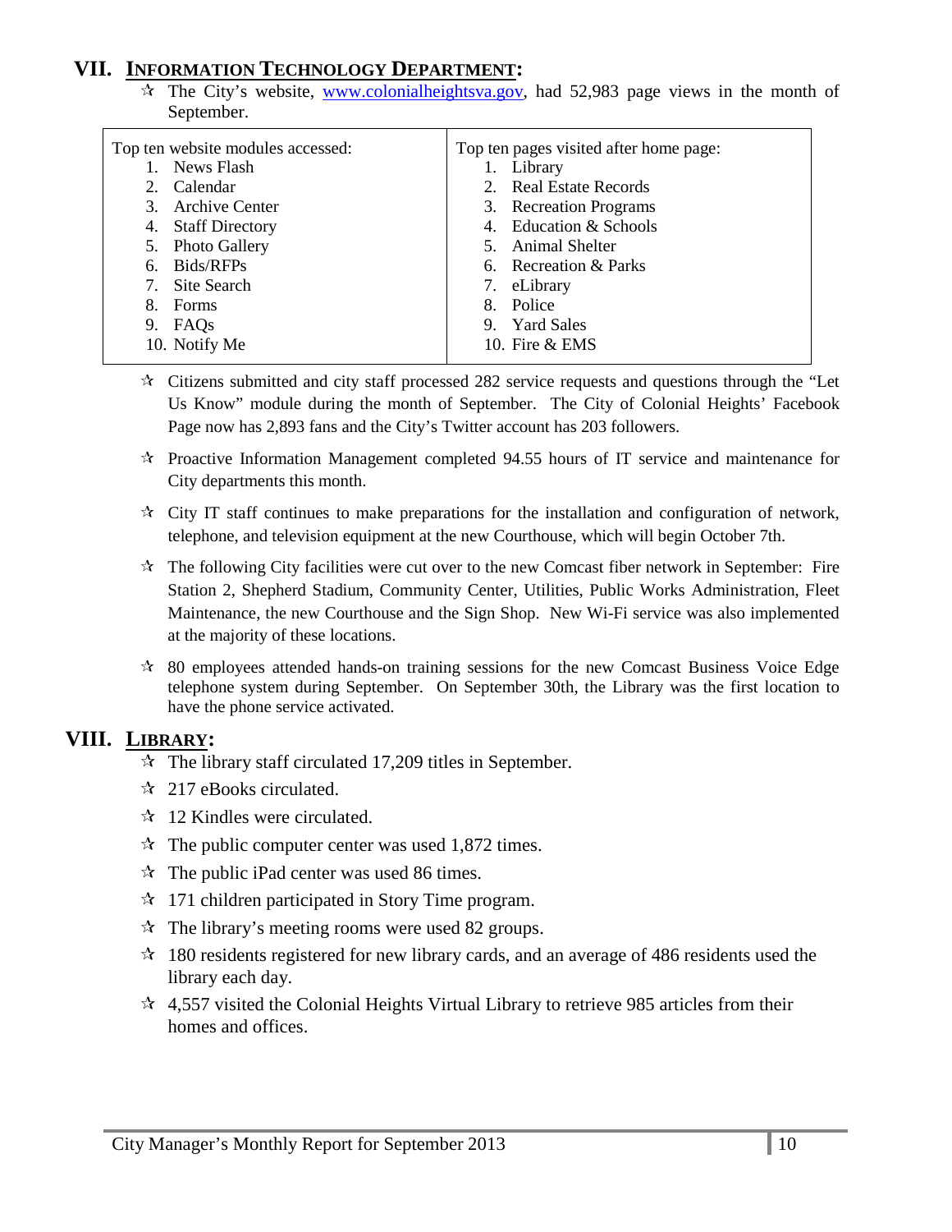## VII. INFORMATION TECHNOLOGY DEPARTMENT:

- ☆ The City's website, www.colonialheightsva.gov, had 52,983 page views in the month of September.

| Top ten website modules accessed: | Top ten pages visited after home page: |
|---|---|
| 1. News Flash | 1. Library |
| 2. Calendar | 2. Real Estate Records |
| 3. Archive Center | 3. Recreation Programs |
| 4. Staff Directory | 4. Education & Schools |
| 5. Photo Gallery | 5. Animal Shelter |
| 6. Bids/RFPs | 6. Recreation & Parks |
| 7. Site Search | 7. eLibrary |
| 8. Forms | 8. Police |
| 9. FAQs | 9. Yard Sales |
| 10. Notify Me | 10. Fire & EMS |

- ☆ Citizens submitted and city staff processed 282 service requests and questions through the "Let Us Know" module during the month of September. The City of Colonial Heights' Facebook Page now has 2,893 fans and the City's Twitter account has 203 followers.
- ☆ Proactive Information Management completed 94.55 hours of IT service and maintenance for City departments this month.
- ☆ City IT staff continues to make preparations for the installation and configuration of network, telephone, and television equipment at the new Courthouse, which will begin October 7th.
- ☆ The following City facilities were cut over to the new Comcast fiber network in September: Fire Station 2, Shepherd Stadium, Community Center, Utilities, Public Works Administration, Fleet Maintenance, the new Courthouse and the Sign Shop. New Wi-Fi service was also implemented at the majority of these locations.
- ☆ 80 employees attended hands-on training sessions for the new Comcast Business Voice Edge telephone system during September. On September 30th, the Library was the first location to have the phone service activated.

## VIII. LIBRARY:

- ☆ The library staff circulated 17,209 titles in September.
- ☆ 217 eBooks circulated.
- ☆ 12 Kindles were circulated.
- ☆ The public computer center was used 1,872 times.
- ☆ The public iPad center was used 86 times.
- ☆ 171 children participated in Story Time program.
- ☆ The library's meeting rooms were used 82 groups.
- ☆ 180 residents registered for new library cards, and an average of 486 residents used the library each day.
- ☆ 4,557 visited the Colonial Heights Virtual Library to retrieve 985 articles from their homes and offices.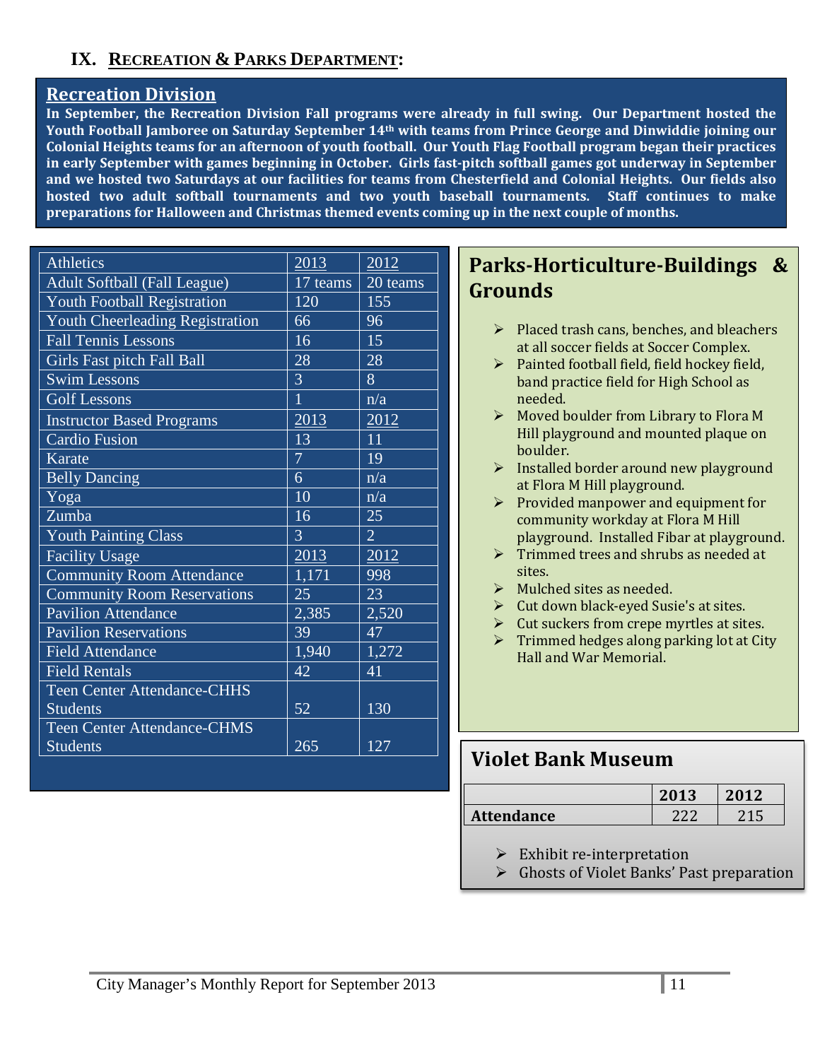## IX. RECREATION & PARKS DEPARTMENT:

### Recreation Division

**In September, the Recreation Division Fall programs were already in full swing. Our Department hosted the Youth Football Jamboree on Saturday September 14th with teams from Prince George and Dinwiddie joining our Colonial Heights teams for an afternoon of youth football. Our Youth Flag Football program began their practices in early September with games beginning in October. Girls fast-pitch softball games got underway in September and we hosted two Saturdays at our facilities for teams from Chesterfield and Colonial Heights. Our fields also hosted two adult softball tournaments and two youth baseball tournaments. Staff continues to make preparations for Halloween and Christmas themed events coming up in the next couple of months.**

| Athletics | 2013 | 2012 |
|---|---|---|
| Adult Softball (Fall League) | 17 teams | 20 teams |
| Youth Football Registration | 120 | 155 |
| Youth Cheerleading Registration | 66 | 96 |
| Fall Tennis Lessons | 16 | 15 |
| Girls Fast pitch Fall Ball | 28 | 28 |
| Swim Lessons | 3 | 8 |
| Golf Lessons | 1 | n/a |
| **Instructor Based Programs** | **2013** | **2012** |
| Cardio Fusion | 13 | 11 |
| Karate | 7 | 19 |
| Belly Dancing | 6 | n/a |
| Yoga | 10 | n/a |
| Zumba | 16 | 25 |
| Youth Painting Class | 3 | 2 |
| **Facility Usage** | **2013** | **2012** |
| Community Room Attendance | 1,171 | 998 |
| Community Room Reservations | 25 | 23 |
| Pavilion Attendance | 2,385 | 2,520 |
| Pavilion Reservations | 39 | 47 |
| Field Attendance | 1,940 | 1,272 |
| Field Rentals | 42 | 41 |
| Teen Center Attendance-CHHS Students | 52 | 130 |
| Teen Center Attendance-CHMS Students | 265 | 127 |

### Parks-Horticulture-Buildings & Grounds

- Placed trash cans, benches, and bleachers at all soccer fields at Soccer Complex.
- Painted football field, field hockey field, band practice field for High School as needed.
- Moved boulder from Library to Flora M Hill playground and mounted plaque on boulder.
- Installed border around new playground at Flora M Hill playground.
- Provided manpower and equipment for community workday at Flora M Hill playground. Installed Fibar at playground.
- Trimmed trees and shrubs as needed at sites.
- Mulched sites as needed.
- Cut down black-eyed Susie's at sites.
- Cut suckers from crepe myrtles at sites.
- Trimmed hedges along parking lot at City Hall and War Memorial.

### Violet Bank Museum

| | 2013 | 2012 |
|---|---|---|
| **Attendance** | 222 | 215 |

- Exhibit re-interpretation
- Ghosts of Violet Banks' Past preparation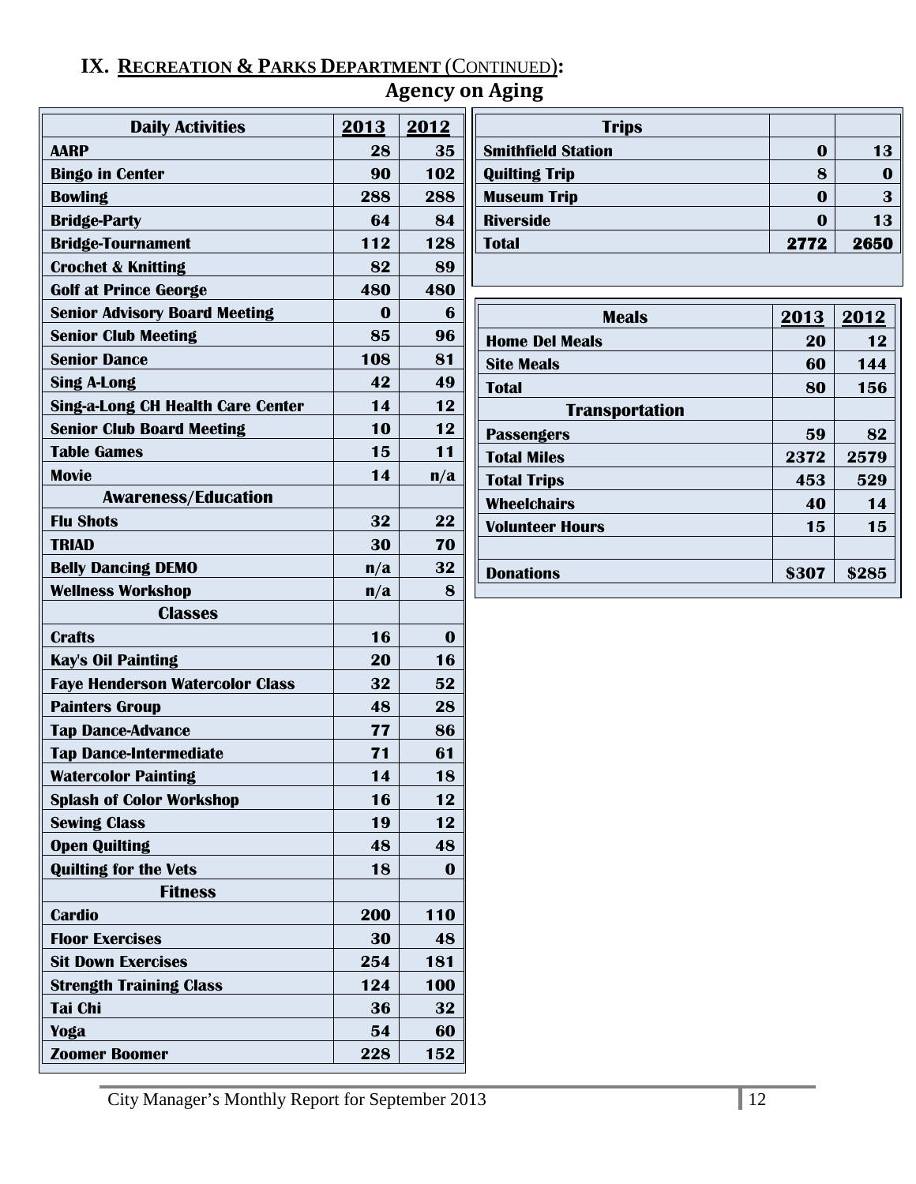## IX. Recreation & Parks Department (Continued):

### Agency on Aging

| Daily Activities | 2013 | 2012 |
|---|---|---|
| AARP | 28 | 35 |
| Bingo in Center | 90 | 102 |
| Bowling | 288 | 288 |
| Bridge-Party | 64 | 84 |
| Bridge-Tournament | 112 | 128 |
| Crochet & Knitting | 82 | 89 |
| Golf at Prince George | 480 | 480 |
| Senior Advisory Board Meeting | 0 | 6 |
| Senior Club Meeting | 85 | 96 |
| Senior Dance | 108 | 81 |
| Sing A-Long | 42 | 49 |
| Sing-a-Long CH Health Care Center | 14 | 12 |
| Senior Club Board Meeting | 10 | 12 |
| Table Games | 15 | 11 |
| Movie | 14 | n/a |
| **Awareness/Education** | | |
| Flu Shots | 32 | 22 |
| TRIAD | 30 | 70 |
| Belly Dancing DEMO | n/a | 32 |
| Wellness Workshop | n/a | 8 |
| **Classes** | | |
| Crafts | 16 | 0 |
| Kay's Oil Painting | 20 | 16 |
| Faye Henderson Watercolor Class | 32 | 52 |
| Painters Group | 48 | 28 |
| Tap Dance-Advance | 77 | 86 |
| Tap Dance-Intermediate | 71 | 61 |
| Watercolor Painting | 14 | 18 |
| Splash of Color Workshop | 16 | 12 |
| Sewing Class | 19 | 12 |
| Open Quilting | 48 | 48 |
| Quilting for the Vets | 18 | 0 |
| **Fitness** | | |
| Cardio | 200 | 110 |
| Floor Exercises | 30 | 48 |
| Sit Down Exercises | 254 | 181 |
| Strength Training Class | 124 | 100 |
| Tai Chi | 36 | 32 |
| Yoga | 54 | 60 |
| Zoomer Boomer | 228 | 152 |

| Trips | | |
|---|---|---|
| Smithfield Station | 0 | 13 |
| Quilting Trip | 8 | 0 |
| Museum Trip | 0 | 3 |
| Riverside | 0 | 13 |
| Total | 2772 | 2650 |

| Meals | 2013 | 2012 |
|---|---|---|
| Home Del Meals | 20 | 12 |
| Site Meals | 60 | 144 |
| Total | 80 | 156 |
| **Transportation** | | |
| Passengers | 59 | 82 |
| Total Miles | 2372 | 2579 |
| Total Trips | 453 | 529 |
| Wheelchairs | 40 | 14 |
| Volunteer Hours | 15 | 15 |
| | | |
| Donations | $307 | $285 |

City Manager's Monthly Report for September 2013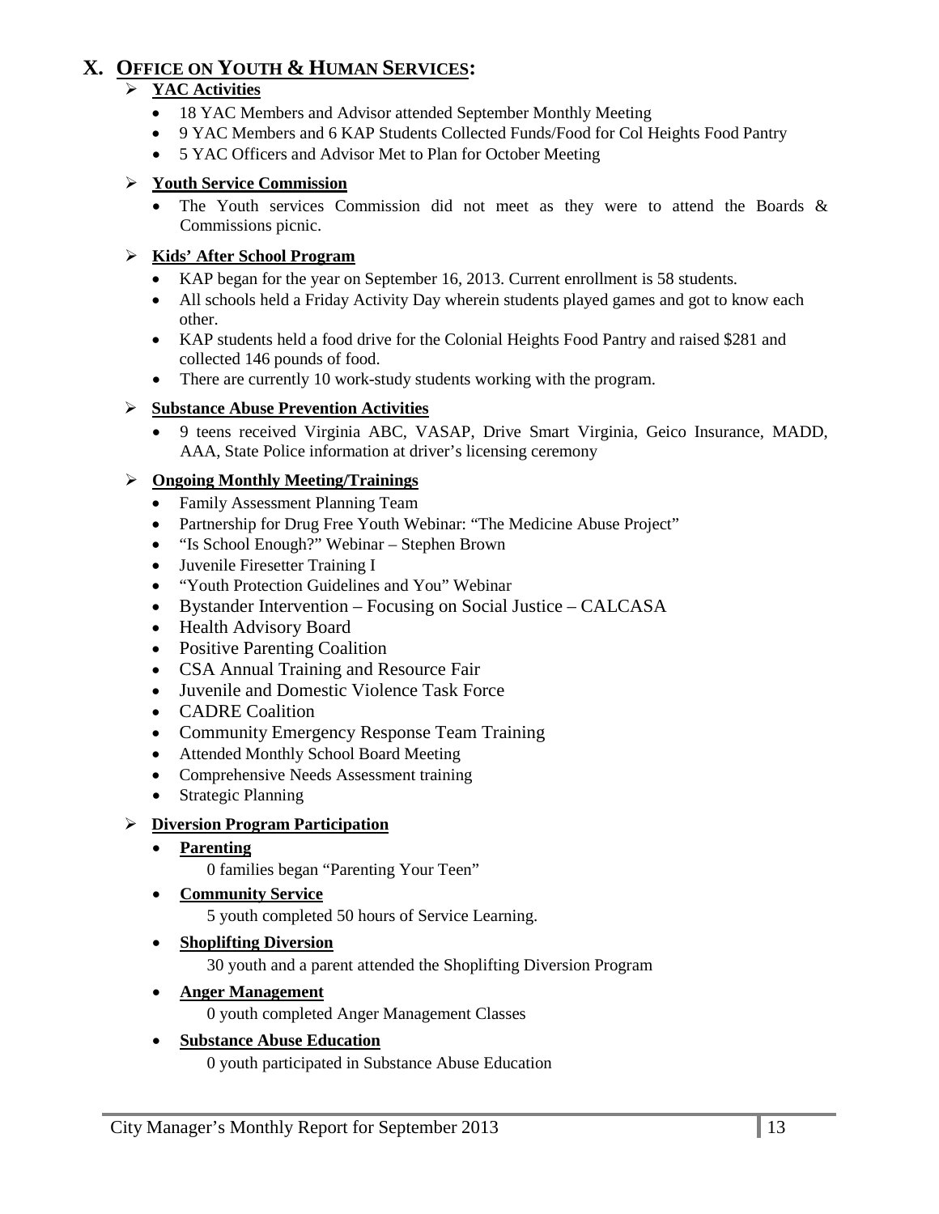## X. OFFICE ON YOUTH & HUMAN SERVICES:

- **YAC Activities**
  - 18 YAC Members and Advisor attended September Monthly Meeting
  - 9 YAC Members and 6 KAP Students Collected Funds/Food for Col Heights Food Pantry
  - 5 YAC Officers and Advisor Met to Plan for October Meeting

- **Youth Service Commission**
  - The Youth services Commission did not meet as they were to attend the Boards & Commissions picnic.

- **Kids' After School Program**
  - KAP began for the year on September 16, 2013. Current enrollment is 58 students.
  - All schools held a Friday Activity Day wherein students played games and got to know each other.
  - KAP students held a food drive for the Colonial Heights Food Pantry and raised $281 and collected 146 pounds of food.
  - There are currently 10 work-study students working with the program.

- **Substance Abuse Prevention Activities**
  - 9 teens received Virginia ABC, VASAP, Drive Smart Virginia, Geico Insurance, MADD, AAA, State Police information at driver's licensing ceremony

- **Ongoing Monthly Meeting/Trainings**
  - Family Assessment Planning Team
  - Partnership for Drug Free Youth Webinar: "The Medicine Abuse Project"
  - "Is School Enough?" Webinar – Stephen Brown
  - Juvenile Firesetter Training I
  - "Youth Protection Guidelines and You" Webinar
  - Bystander Intervention – Focusing on Social Justice – CALCASA
  - Health Advisory Board
  - Positive Parenting Coalition
  - CSA Annual Training and Resource Fair
  - Juvenile and Domestic Violence Task Force
  - CADRE Coalition
  - Community Emergency Response Team Training
  - Attended Monthly School Board Meeting
  - Comprehensive Needs Assessment training
  - Strategic Planning

- **Diversion Program Participation**
  - **Parenting**
    
    0 families began "Parenting Your Teen"
  - **Community Service**
    
    5 youth completed 50 hours of Service Learning.
  - **Shoplifting Diversion**
    
    30 youth and a parent attended the Shoplifting Diversion Program
  - **Anger Management**
    
    0 youth completed Anger Management Classes
  - **Substance Abuse Education**
    
    0 youth participated in Substance Abuse Education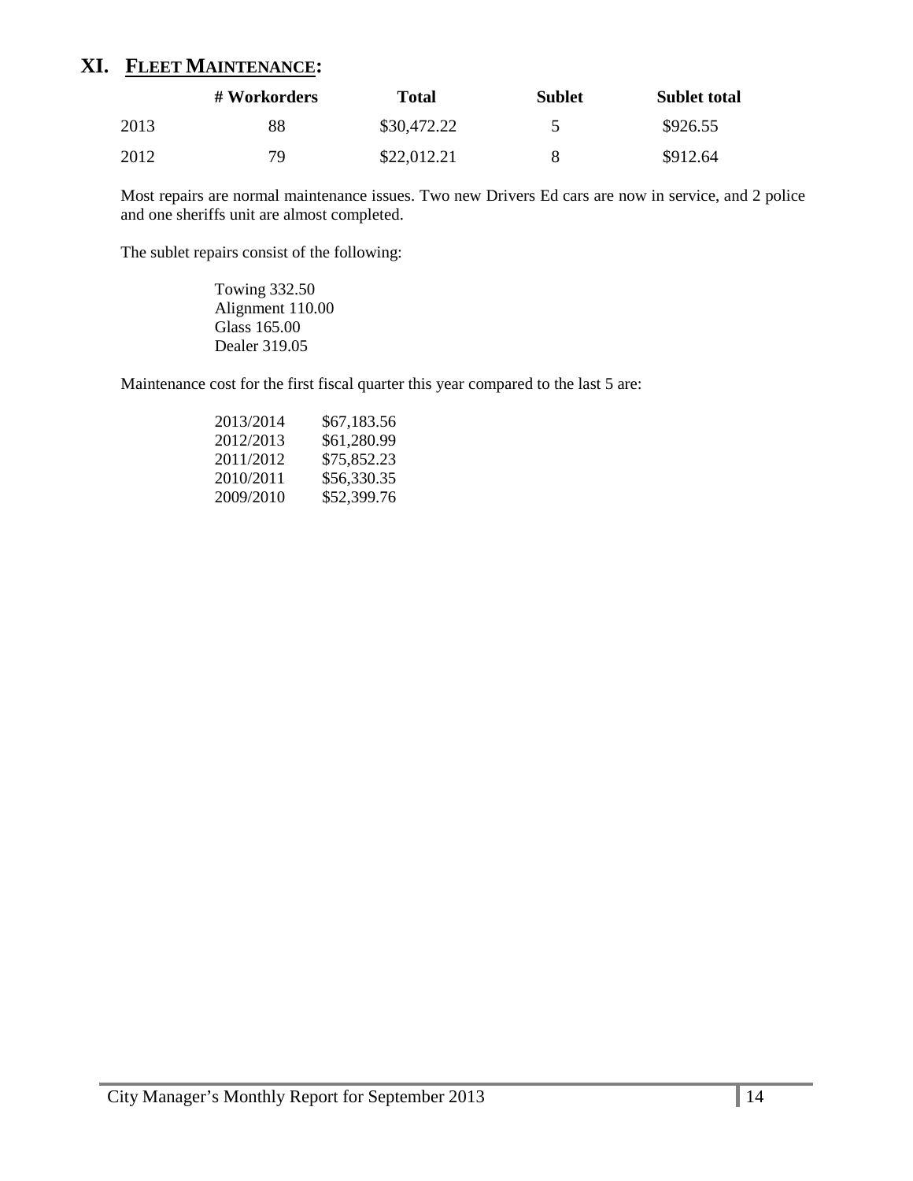## XI. FLEET MAINTENANCE:

| | # Workorders | Total | Sublet | Sublet total |
|---|---|---|---|---|
| 2013 | 88 | $30,472.22 | 5 | $926.55 |
| 2012 | 79 | $22,012.21 | 8 | $912.64 |

Most repairs are normal maintenance issues. Two new Drivers Ed cars are now in service, and 2 police and one sheriffs unit are almost completed.

The sublet repairs consist of the following:

Towing 332.50
Alignment 110.00
Glass 165.00
Dealer 319.05

Maintenance cost for the first fiscal quarter this year compared to the last 5 are:

| | |
|---|---|
| 2013/2014 | $67,183.56 |
| 2012/2013 | $61,280.99 |
| 2011/2012 | $75,852.23 |
| 2010/2011 | $56,330.35 |
| 2009/2010 | $52,399.76 |